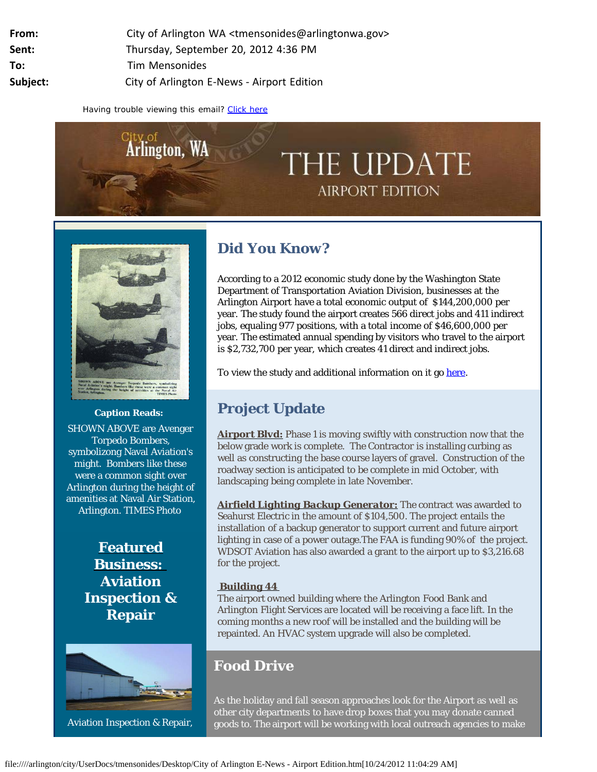**From:** City of Arlington WA <tmensonides@arlingtonwa.gov>
**Sent:** Thursday, September 20, 2012 4:36 PM
**To:** Tim Mensonides
**Subject:** City of Arlington E-News - Airport Edition

Having trouble viewing this email? Click here

City of Arlington, WA

# THE UPDATE
AIRPORT EDITION

**Caption Reads:**

SHOWN ABOVE are Avenger Torpedo Bombers, symbolizong Naval Aviation's might. Bombers like these were a common sight over Arlington during the height of amenities at Naval Air Station, Arlington. TIMES Photo

## Did You Know?

According to a 2012 economic study done by the Washington State Department of Transportation Aviation Division, businesses at the Arlington Airport have a total economic output of $144,200,000 per year. The study found the airport creates 566 direct jobs and 411 indirect jobs, equaling 977 positions, with a total income of $46,600,000 per year. The estimated annual spending by visitors who travel to the airport is $2,732,700 per year, which creates 41 direct and indirect jobs.

To view the study and additional information on it go here.

## Project Update

**Airport Blvd:** Phase 1 is moving swiftly with construction now that the below grade work is complete. The Contractor is installing curbing as well as constructing the base course layers of gravel. Construction of the roadway section is anticipated to be complete in mid October, with landscaping being complete in late November.

***Airfield Lighting Backup Generator:*** The contract was awarded to Seahurst Electric in the amount of $104,500. The project entails the installation of a backup generator to support current and future airport lighting in case of a power outage.The FAA is funding 90% of the project. WDSOT Aviation has also awarded a grant to the airport up to $3,216.68 for the project.

**Building 44**

The airport owned building where the Arlington Food Bank and Arlington Flight Services are located will be receiving a face lift. In the coming months a new roof will be installed and the building will be repainted. An HVAC system upgrade will also be completed.

## Food Drive

As the holiday and fall season approaches look for the Airport as well as other city departments to have drop boxes that you may donate canned goods to. The airport will be working with local outreach agencies to make

## Featured Business: Aviation Inspection & Repair

Aviation Inspection & Repair,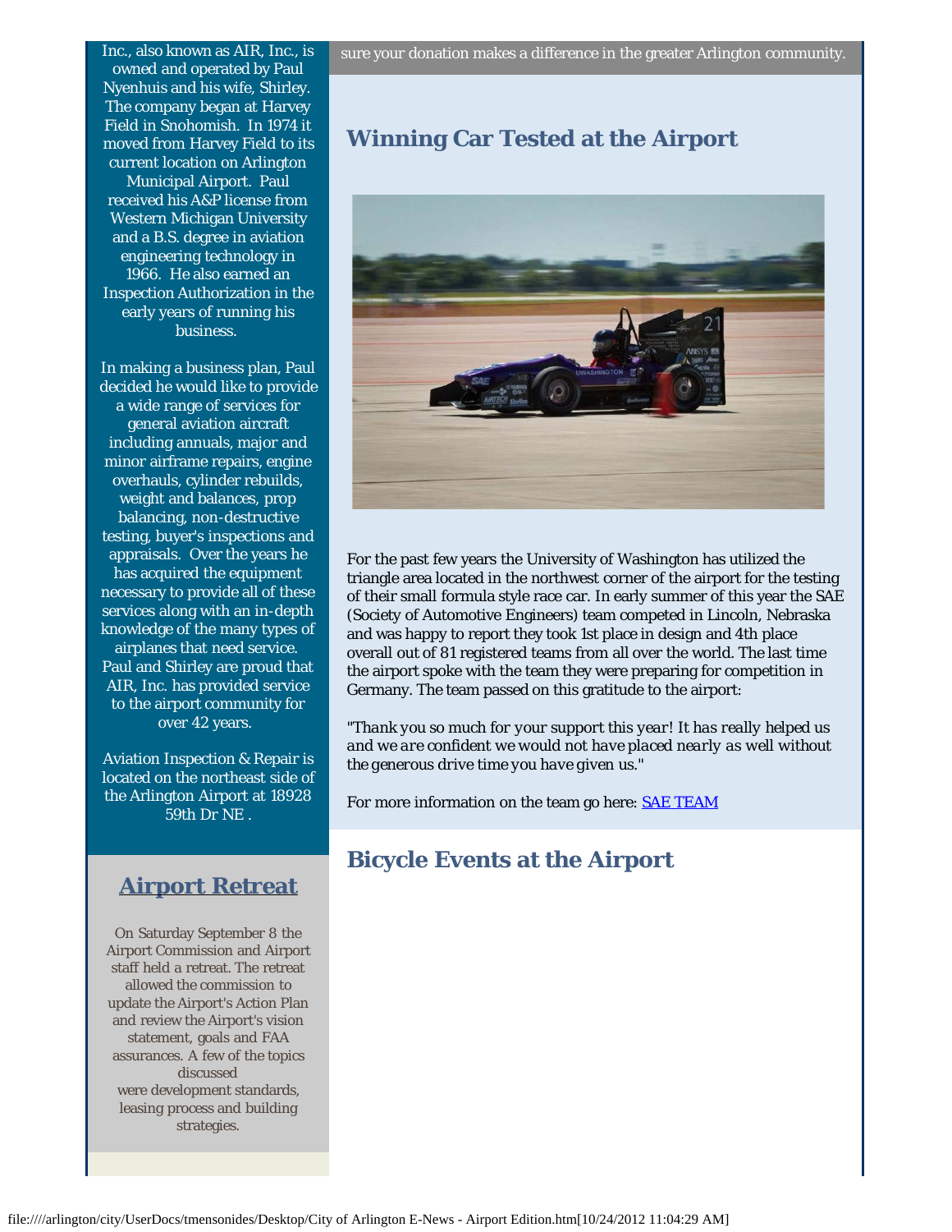Inc., also known as AIR, Inc., is owned and operated by Paul Nyenhuis and his wife, Shirley. The company began at Harvey Field in Snohomish. In 1974 it moved from Harvey Field to its current location on Arlington Municipal Airport. Paul received his A&P license from Western Michigan University and a B.S. degree in aviation engineering technology in 1966. He also earned an Inspection Authorization in the early years of running his business.

In making a business plan, Paul decided he would like to provide a wide range of services for general aviation aircraft including annuals, major and minor airframe repairs, engine overhauls, cylinder rebuilds, weight and balances, prop balancing, non-destructive testing, buyer's inspections and appraisals. Over the years he has acquired the equipment necessary to provide all of these services along with an in-depth knowledge of the many types of airplanes that need service. Paul and Shirley are proud that AIR, Inc. has provided service to the airport community for over 42 years.

Aviation Inspection & Repair is located on the northeast side of the Arlington Airport at 18928 59th Dr NE .

## Airport Retreat

On Saturday September 8 the Airport Commission and Airport staff held a retreat. The retreat allowed the commission to update the Airport's Action Plan and review the Airport's vision statement, goals and FAA assurances. A few of the topics discussed were development standards, leasing process and building strategies.

sure your donation makes a difference in the greater Arlington community.

## Winning Car Tested at the Airport

For the past few years the University of Washington has utilized the triangle area located in the northwest corner of the airport for the testing of their small formula style race car. In early summer of this year the SAE (Society of Automotive Engineers) team competed in Lincoln, Nebraska and was happy to report they took 1st place in design and 4th place overall out of 81 registered teams from all over the world. The last time the airport spoke with the team they were preparing for competition in Germany. The team passed on this gratitude to the airport:

*"Thank you so much for your support this year! It has really helped us and we are confident we would not have placed nearly as well without the generous drive time you have given us."*

For more information on the team go here: SAE TEAM

## Bicycle Events at the Airport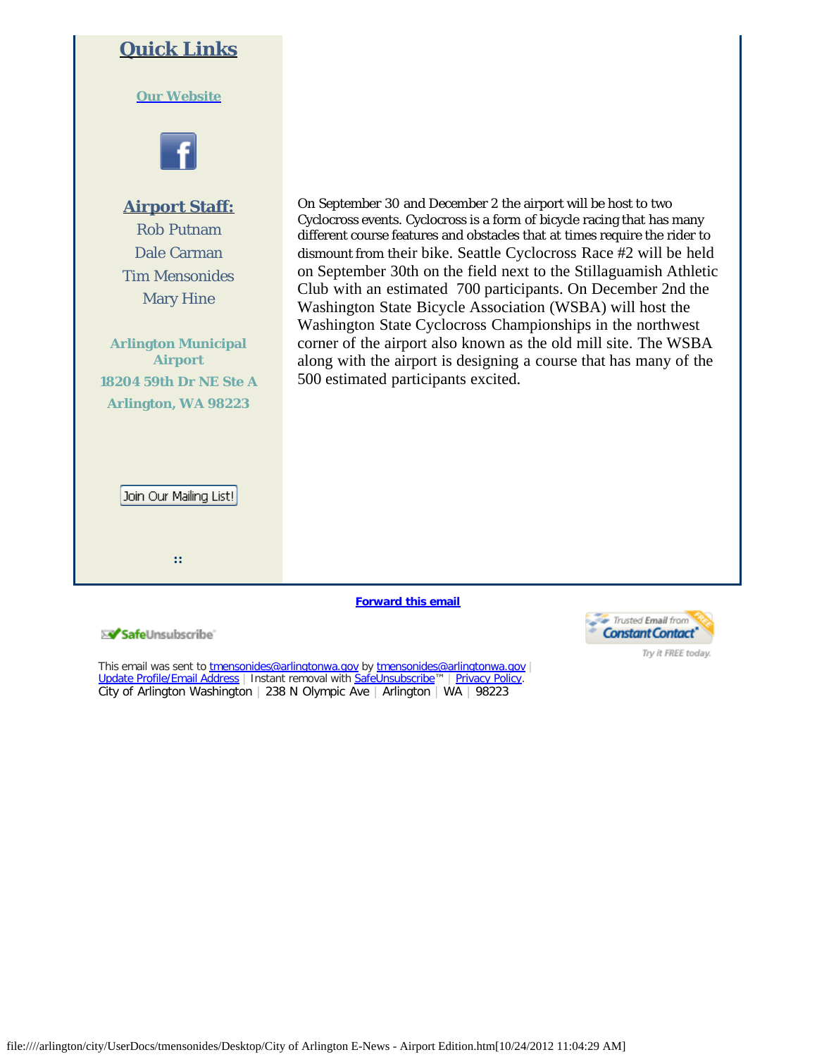## Quick Links

**Our Website**

## Airport Staff:

Rob Putnam
Dale Carman
Tim Mensonides
Mary Hine

**Arlington Municipal Airport**
**18204 59th Dr NE Ste A**
**Arlington, WA 98223**

Join Our Mailing List!

::

On September 30 and December 2 the airport will be host to two Cyclocross events. Cyclocross is a form of bicycle racing that has many different course features and obstacles that at times require the rider to dismount from their bike. Seattle Cyclocross Race #2 will be held on September 30th on the field next to the Stillaguamish Athletic Club with an estimated 700 participants. On December 2nd the Washington State Bicycle Association (WSBA) will host the Washington State Cyclocross Championships in the northwest corner of the airport also known as the old mill site. The WSBA along with the airport is designing a course that has many of the 500 estimated participants excited.

**Forward this email**

SafeUnsubscribe

Trusted Email from Constant Contact
Try it FREE today.

This email was sent to tmensonides@arlingtonwa.gov by tmensonides@arlingtonwa.gov | Update Profile/Email Address | Instant removal with SafeUnsubscribe™ | Privacy Policy.
City of Arlington Washington | 238 N Olympic Ave | Arlington | WA | 98223